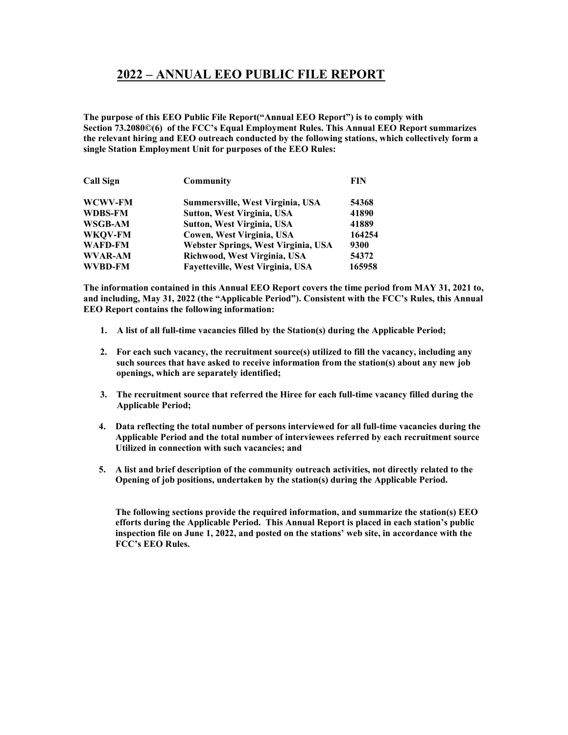# 2022 – ANNUAL EEO PUBLIC FILE REPORT

**The purpose of this EEO Public File Report("Annual EEO Report") is to comply with Section 73.2080©(6) of the FCC's Equal Employment Rules. This Annual EEO Report summarizes the relevant hiring and EEO outreach conducted by the following stations, which collectively form a single Station Employment Unit for purposes of the EEO Rules:**

| Call Sign | Community | FIN |
|---|---|---|
| WCWV-FM | Summersville, West Virginia, USA | 54368 |
| WDBS-FM | Sutton, West Virginia, USA | 41890 |
| WSGB-AM | Sutton, West Virginia, USA | 41889 |
| WKQV-FM | Cowen, West Virginia, USA | 164254 |
| WAFD-FM | Webster Springs, West Virginia, USA | 9300 |
| WVAR-AM | Richwood, West Virginia, USA | 54372 |
| WVBD-FM | Fayetteville, West Virginia, USA | 165958 |

**The information contained in this Annual EEO Report covers the time period from MAY 31, 2021 to, and including, May 31, 2022 (the "Applicable Period"). Consistent with the FCC's Rules, this Annual EEO Report contains the following information:**

1. **A list of all full-time vacancies filled by the Station(s) during the Applicable Period;**
2. **For each such vacancy, the recruitment source(s) utilized to fill the vacancy, including any such sources that have asked to receive information from the station(s) about any new job openings, which are separately identified;**
3. **The recruitment source that referred the Hiree for each full-time vacancy filled during the Applicable Period;**
4. **Data reflecting the total number of persons interviewed for all full-time vacancies during the Applicable Period and the total number of interviewees referred by each recruitment source Utilized in connection with such vacancies; and**
5. **A list and brief description of the community outreach activities, not directly related to the Opening of job positions, undertaken by the station(s) during the Applicable Period.**

**The following sections provide the required information, and summarize the station(s) EEO efforts during the Applicable Period. This Annual Report is placed in each station's public inspection file on June 1, 2022, and posted on the stations' web site, in accordance with the FCC's EEO Rules.**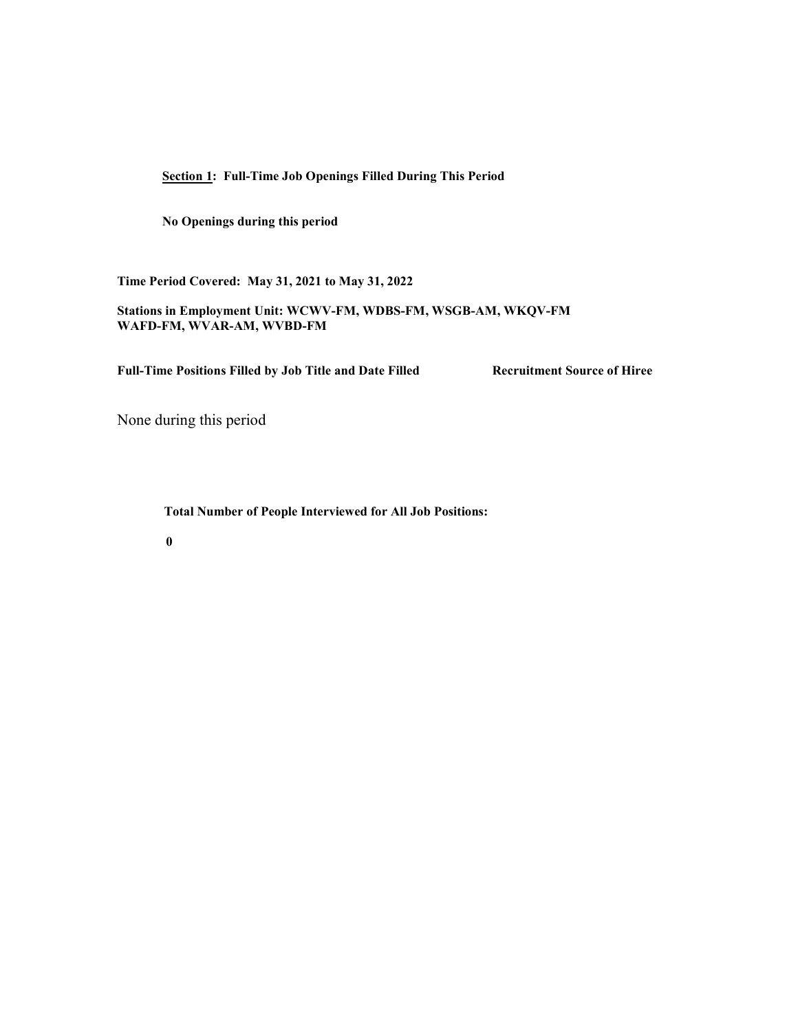**Section 1: Full-Time Job Openings Filled During This Period**

**No Openings during this period**

**Time Period Covered: May 31, 2021 to May 31, 2022**

**Stations in Employment Unit: WCWV-FM, WDBS-FM, WSGB-AM, WKQV-FM WAFD-FM, WVAR-AM, WVBD-FM**

| **Full-Time Positions Filled by Job Title and Date Filled** | **Recruitment Source of Hiree** |
|---|---|
| None during this period | |

**Total Number of People Interviewed for All Job Positions:**

**0**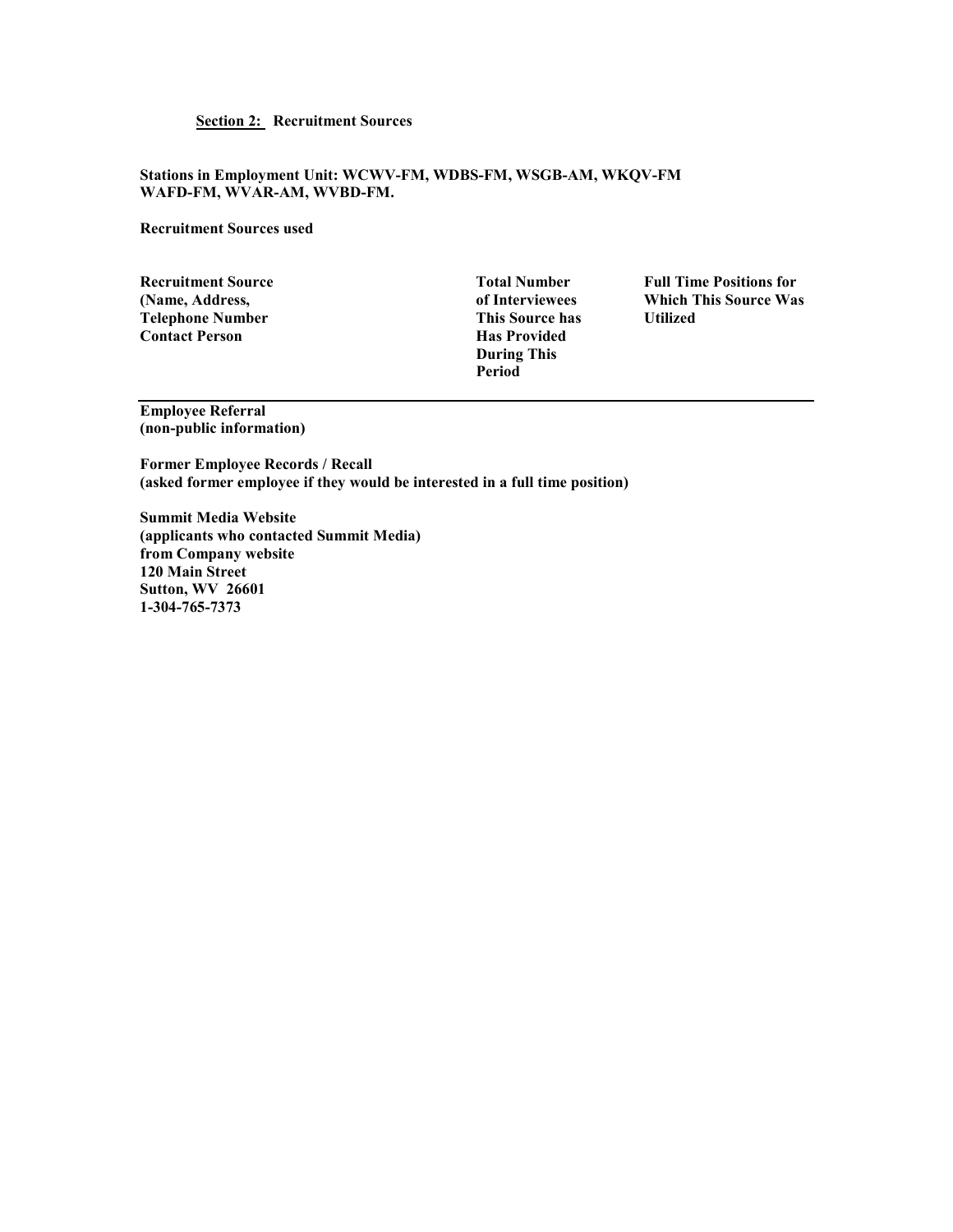**Section 2: Recruitment Sources**

**Stations in Employment Unit: WCWV-FM, WDBS-FM, WSGB-AM, WKQV-FM WAFD-FM, WVAR-AM, WVBD-FM.**

**Recruitment Sources used**

| Recruitment Source (Name, Address, Telephone Number Contact Person | Total Number of Interviewees This Source has Has Provided During This Period | Full Time Positions for Which This Source Was Utilized |
|---|---|---|
| **Employee Referral** **(non-public information)** | | |
| **Former Employee Records / Recall** **(asked former employee if they would be interested in a full time position)** | | |
| **Summit Media Website** **(applicants who contacted Summit Media)** **from Company website** **120 Main Street** **Sutton, WV 26601** **1-304-765-7373** | | |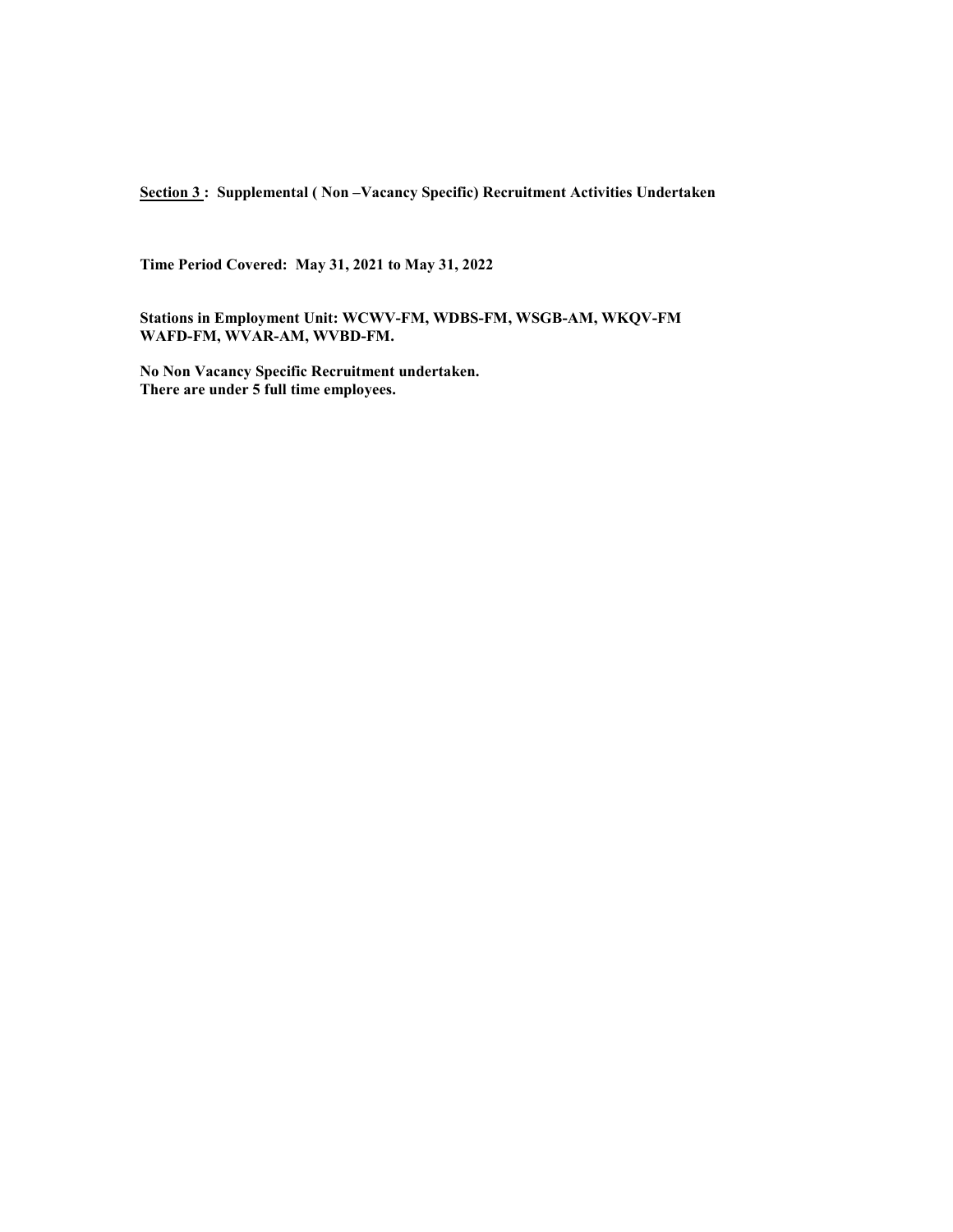**<u>Section 3</u> : Supplemental ( Non –Vacancy Specific) Recruitment Activities Undertaken**

**Time Period Covered: May 31, 2021 to May 31, 2022**

**Stations in Employment Unit: WCWV-FM, WDBS-FM, WSGB-AM, WKQV-FM WAFD-FM, WVAR-AM, WVBD-FM.**

**No Non Vacancy Specific Recruitment undertaken.**
**There are under 5 full time employees.**